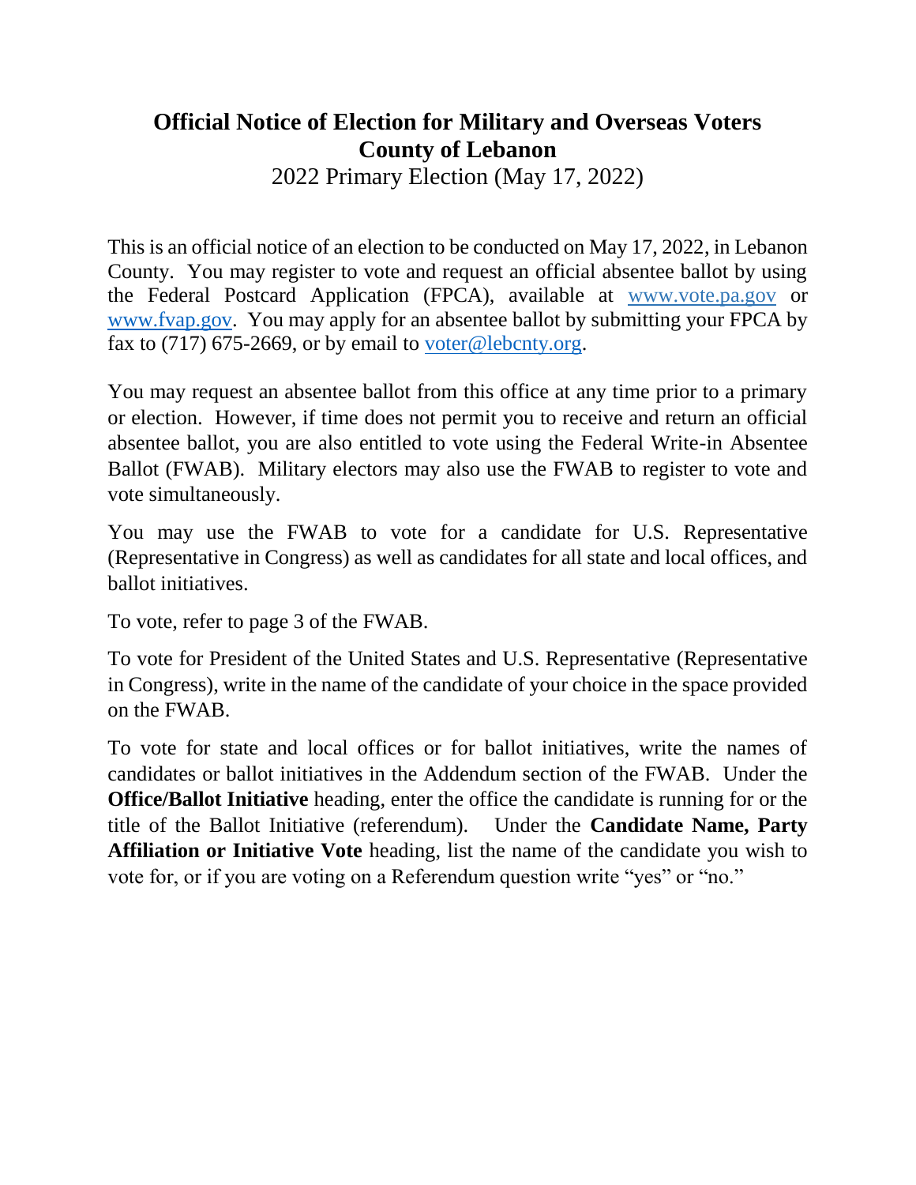# Official Notice of Election for Military and Overseas Voters
# County of Lebanon

2022 Primary Election (May 17, 2022)

This is an official notice of an election to be conducted on May 17, 2022, in Lebanon County. You may register to vote and request an official absentee ballot by using the Federal Postcard Application (FPCA), available at www.vote.pa.gov or www.fvap.gov. You may apply for an absentee ballot by submitting your FPCA by fax to (717) 675-2669, or by email to voter@lebcnty.org.

You may request an absentee ballot from this office at any time prior to a primary or election. However, if time does not permit you to receive and return an official absentee ballot, you are also entitled to vote using the Federal Write-in Absentee Ballot (FWAB). Military electors may also use the FWAB to register to vote and vote simultaneously.

You may use the FWAB to vote for a candidate for U.S. Representative (Representative in Congress) as well as candidates for all state and local offices, and ballot initiatives.

To vote, refer to page 3 of the FWAB.

To vote for President of the United States and U.S. Representative (Representative in Congress), write in the name of the candidate of your choice in the space provided on the FWAB.

To vote for state and local offices or for ballot initiatives, write the names of candidates or ballot initiatives in the Addendum section of the FWAB. Under the **Office/Ballot Initiative** heading, enter the office the candidate is running for or the title of the Ballot Initiative (referendum). Under the **Candidate Name, Party Affiliation or Initiative Vote** heading, list the name of the candidate you wish to vote for, or if you are voting on a Referendum question write "yes" or "no."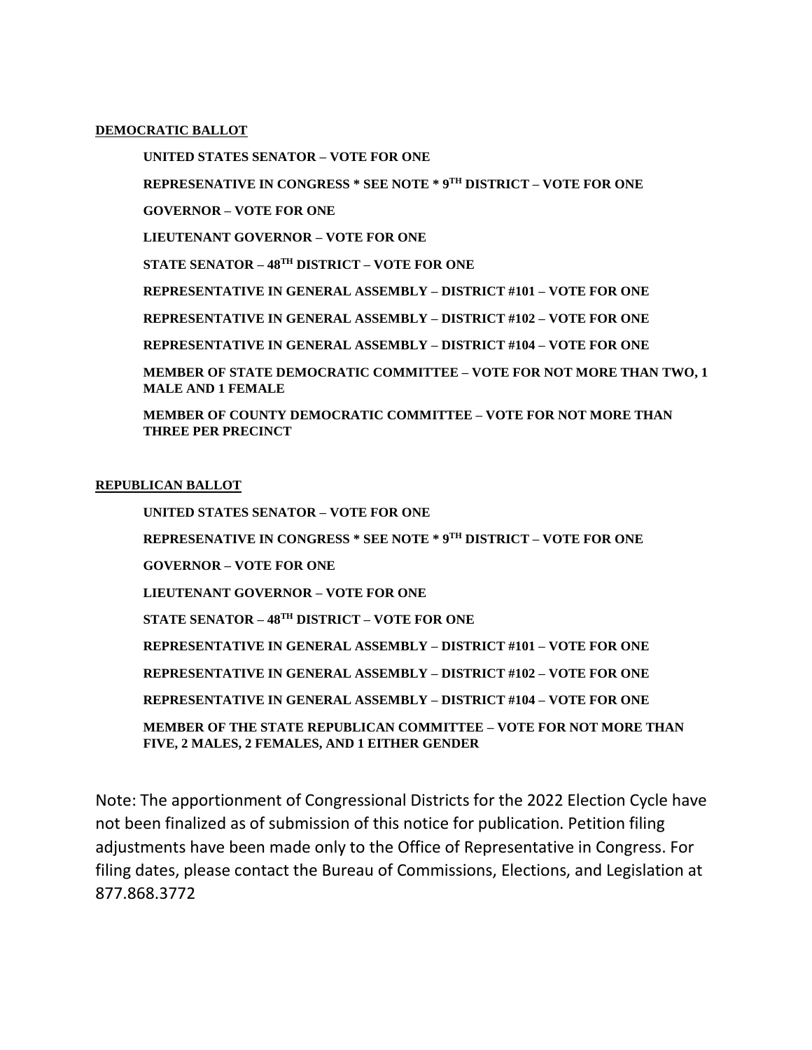**DEMOCRATIC BALLOT**

**UNITED STATES SENATOR – VOTE FOR ONE**

**REPRESENATIVE IN CONGRESS * SEE NOTE * 9TH DISTRICT – VOTE FOR ONE**

**GOVERNOR – VOTE FOR ONE**

**LIEUTENANT GOVERNOR – VOTE FOR ONE**

**STATE SENATOR – 48TH DISTRICT – VOTE FOR ONE**

**REPRESENTATIVE IN GENERAL ASSEMBLY – DISTRICT #101 – VOTE FOR ONE**

**REPRESENTATIVE IN GENERAL ASSEMBLY – DISTRICT #102 – VOTE FOR ONE**

**REPRESENTATIVE IN GENERAL ASSEMBLY – DISTRICT #104 – VOTE FOR ONE**

**MEMBER OF STATE DEMOCRATIC COMMITTEE – VOTE FOR NOT MORE THAN TWO, 1 MALE AND 1 FEMALE**

**MEMBER OF COUNTY DEMOCRATIC COMMITTEE – VOTE FOR NOT MORE THAN THREE PER PRECINCT**

**REPUBLICAN BALLOT**

**UNITED STATES SENATOR – VOTE FOR ONE**

**REPRESENATIVE IN CONGRESS * SEE NOTE * 9TH DISTRICT – VOTE FOR ONE**

**GOVERNOR – VOTE FOR ONE**

**LIEUTENANT GOVERNOR – VOTE FOR ONE**

**STATE SENATOR – 48TH DISTRICT – VOTE FOR ONE**

**REPRESENTATIVE IN GENERAL ASSEMBLY – DISTRICT #101 – VOTE FOR ONE**

**REPRESENTATIVE IN GENERAL ASSEMBLY – DISTRICT #102 – VOTE FOR ONE**

**REPRESENTATIVE IN GENERAL ASSEMBLY – DISTRICT #104 – VOTE FOR ONE**

**MEMBER OF THE STATE REPUBLICAN COMMITTEE – VOTE FOR NOT MORE THAN FIVE, 2 MALES, 2 FEMALES, AND 1 EITHER GENDER**

Note: The apportionment of Congressional Districts for the 2022 Election Cycle have not been finalized as of submission of this notice for publication. Petition filing adjustments have been made only to the Office of Representative in Congress. For filing dates, please contact the Bureau of Commissions, Elections, and Legislation at 877.868.3772